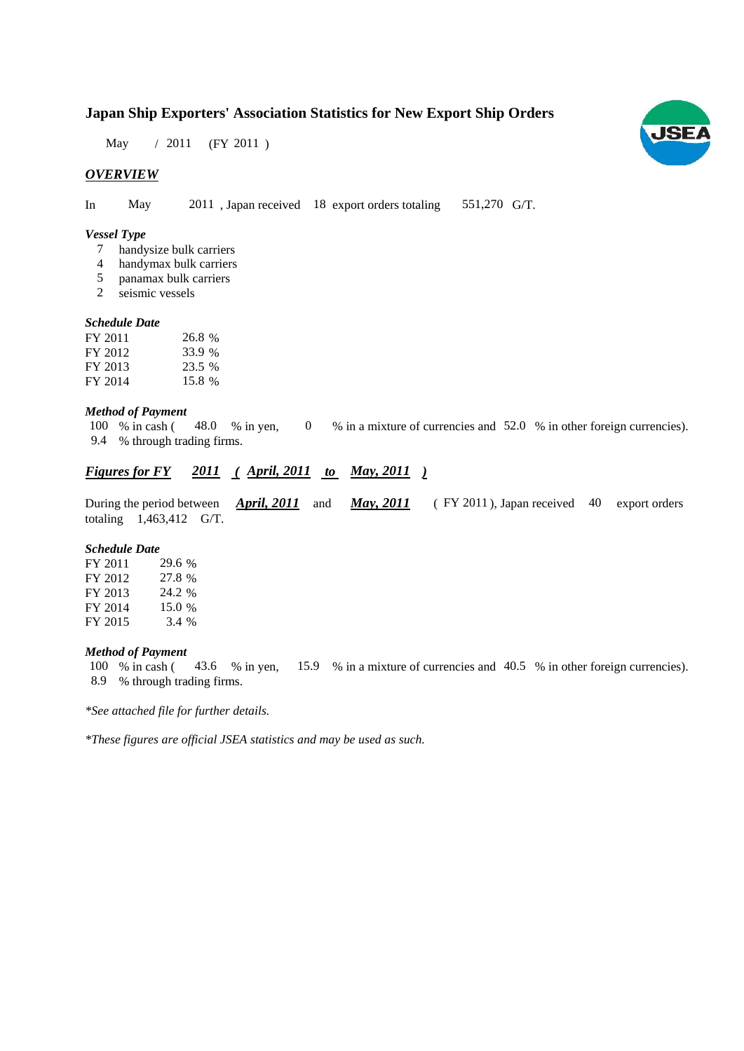# Japan Ship Exporters' Association Statistics for New Export Ship Orders

May / 2011 (FY 2011 )

## *OVERVIEW*

In May 2011 , Japan received 18 export orders totaling 551,270 G/T.

### *Vessel Type*

7 handysize bulk carriers
4 handymax bulk carriers
5 panamax bulk carriers
2 seismic vessels

### *Schedule Date*

| | |
|---|---|
| FY 2011 | 26.8 % |
| FY 2012 | 33.9 % |
| FY 2013 | 23.5 % |
| FY 2014 | 15.8 % |

### *Method of Payment*

100 % in cash ( 48.0 % in yen, 0 % in a mixture of currencies and 52.0 % in other foreign currencies).
9.4 % through trading firms.

## *Figures for FY 2011 ( April, 2011 to May, 2011 )*

During the period between ***April, 2011*** and ***May, 2011*** ( FY 2011 ), Japan received 40 export orders totaling 1,463,412 G/T.

### *Schedule Date*

| | |
|---|---|
| FY 2011 | 29.6 % |
| FY 2012 | 27.8 % |
| FY 2013 | 24.2 % |
| FY 2014 | 15.0 % |
| FY 2015 | 3.4 % |

### *Method of Payment*

100 % in cash ( 43.6 % in yen, 15.9 % in a mixture of currencies and 40.5 % in other foreign currencies).
8.9 % through trading firms.

*\*See attached file for further details.*

*\*These figures are official JSEA statistics and may be used as such.*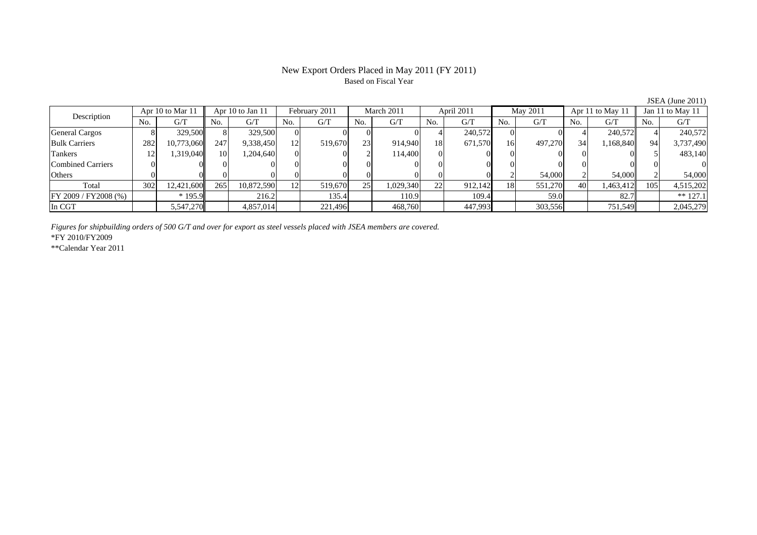# New Export Orders Placed in May 2011 (FY 2011)

Based on Fiscal Year

JSEA (June 2011)

| Description | Apr 10 to Mar 11 | | Apr 10 to Jan 11 | | February 2011 | | March 2011 | | April 2011 | | May 2011 | | Apr 11 to May 11 | | Jan 11 to May 11 | |
|---|---|---|---|---|---|---|---|---|---|---|---|---|---|---|---|---|
| | No. | G/T | No. | G/T | No. | G/T | No. | G/T | No. | G/T | No. | G/T | No. | G/T | No. | G/T |
| General Cargos | 8 | 329,500 | 8 | 329,500 | 0 | 0 | 0 | 0 | 4 | 240,572 | 0 | 0 | 4 | 240,572 | 4 | 240,572 |
| Bulk Carriers | 282 | 10,773,060 | 247 | 9,338,450 | 12 | 519,670 | 23 | 914,940 | 18 | 671,570 | 16 | 497,270 | 34 | 1,168,840 | 94 | 3,737,490 |
| Tankers | 12 | 1,319,040 | 10 | 1,204,640 | 0 | 0 | 2 | 114,400 | 0 | 0 | 0 | 0 | 0 | 0 | 5 | 483,140 |
| Combined Carriers | 0 | 0 | 0 | 0 | 0 | 0 | 0 | 0 | 0 | 0 | 0 | 0 | 0 | 0 | 0 | 0 |
| Others | 0 | 0 | 0 | 0 | 0 | 0 | 0 | 0 | 0 | 0 | 2 | 54,000 | 2 | 54,000 | 2 | 54,000 |
| Total | 302 | 12,421,600 | 265 | 10,872,590 | 12 | 519,670 | 25 | 1,029,340 | 22 | 912,142 | 18 | 551,270 | 40 | 1,463,412 | 105 | 4,515,202 |
| FY 2009 / FY2008 (%) | | * 195.9 | | 216.2 | | 135.4 | | 110.9 | | 109.4 | | 59.0 | | 82.7 | | ** 127.1 |
| In CGT | | 5,547,270 | | 4,857,014 | | 221,496 | | 468,760 | | 447,993 | | 303,556 | | 751,549 | | 2,045,279 |

*Figures for shipbuilding orders of 500 G/T and over for export as steel vessels placed with JSEA members are covered.*

*FY 2010/FY2009

**Calendar Year 2011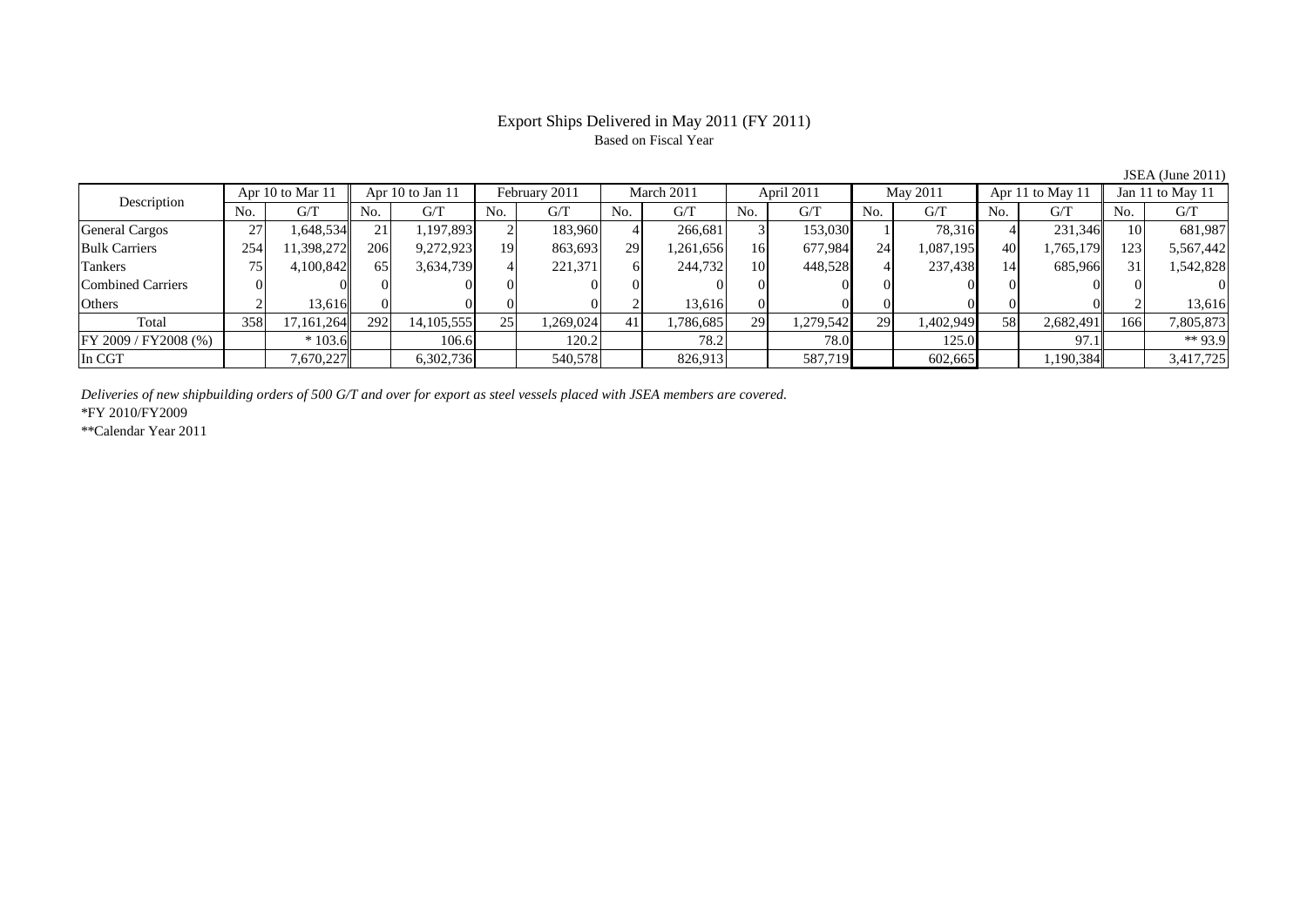# Export Ships Delivered in May 2011 (FY 2011)

Based on Fiscal Year

JSEA (June 2011)

| Description | Apr 10 to Mar 11 | | Apr 10 to Jan 11 | | February 2011 | | March 2011 | | April 2011 | | May 2011 | | Apr 11 to May 11 | | Jan 11 to May 11 | |
|---|---|---|---|---|---|---|---|---|---|---|---|---|---|---|---|---|
| | No. | G/T | No. | G/T | No. | G/T | No. | G/T | No. | G/T | No. | G/T | No. | G/T | No. | G/T |
| General Cargos | 27 | 1,648,534 | 21 | 1,197,893 | 2 | 183,960 | 4 | 266,681 | 3 | 153,030 | 1 | 78,316 | 4 | 231,346 | 10 | 681,987 |
| Bulk Carriers | 254 | 11,398,272 | 206 | 9,272,923 | 19 | 863,693 | 29 | 1,261,656 | 16 | 677,984 | 24 | 1,087,195 | 40 | 1,765,179 | 123 | 5,567,442 |
| Tankers | 75 | 4,100,842 | 65 | 3,634,739 | 4 | 221,371 | 6 | 244,732 | 10 | 448,528 | 4 | 237,438 | 14 | 685,966 | 31 | 1,542,828 |
| Combined Carriers | 0 | 0 | 0 | 0 | 0 | 0 | 0 | 0 | 0 | 0 | 0 | 0 | 0 | 0 | 0 | 0 |
| Others | 2 | 13,616 | 0 | 0 | 0 | 0 | 2 | 13,616 | 0 | 0 | 0 | 0 | 0 | 0 | 2 | 13,616 |
| Total | 358 | 17,161,264 | 292 | 14,105,555 | 25 | 1,269,024 | 41 | 1,786,685 | 29 | 1,279,542 | 29 | 1,402,949 | 58 | 2,682,491 | 166 | 7,805,873 |
| FY 2009 / FY2008 (%) | | * 103.6 | | 106.6 | | 120.2 | | 78.2 | | 78.0 | | 125.0 | | 97.1 | | ** 93.9 |
| In CGT | | 7,670,227 | | 6,302,736 | | 540,578 | | 826,913 | | 587,719 | | 602,665 | | 1,190,384 | | 3,417,725 |

*Deliveries of new shipbuilding orders of 500 G/T and over for export as steel vessels placed with JSEA members are covered.*

*FY 2010/FY2009

**Calendar Year 2011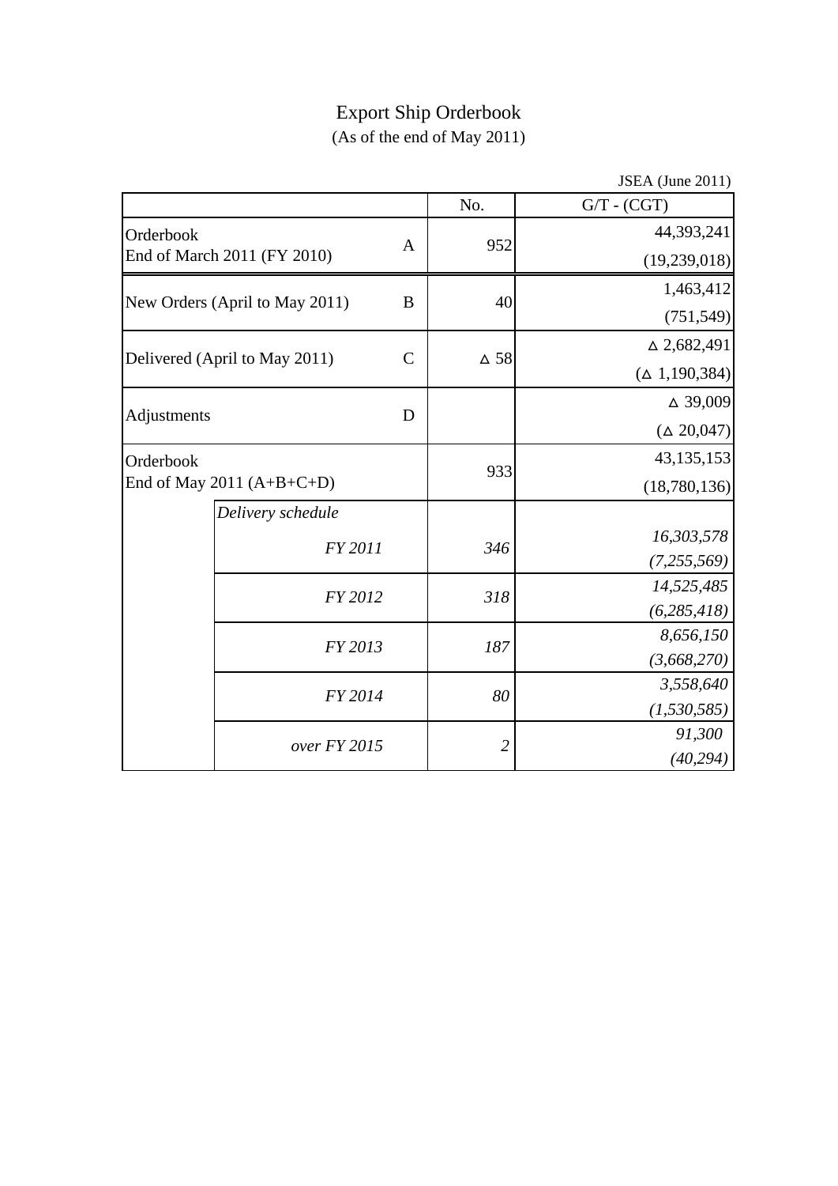# Export Ship Orderbook

(As of the end of May 2011)

JSEA (June 2011)

| | | | No. | G/T - (CGT) |
|---|---|---|---|---|
| Orderbook<br>End of March 2011 (FY 2010) | | A | 952 | 44,393,241<br>(19,239,018) |
| New Orders (April to May 2011) | | B | 40 | 1,463,412<br>(751,549) |
| Delivered (April to May 2011) | | C | ∆ 58 | ∆ 2,682,491<br>(∆ 1,190,384) |
| Adjustments | | D | | ∆ 39,009<br>(∆ 20,047) |
| Orderbook<br>End of May 2011 (A+B+C+D) | | | 933 | 43,135,153<br>(18,780,136) |
| | *Delivery schedule* | | | |
| | *FY 2011* | | *346* | *16,303,578*<br>*(7,255,569)* |
| | *FY 2012* | | *318* | *14,525,485*<br>*(6,285,418)* |
| | *FY 2013* | | *187* | *8,656,150*<br>*(3,668,270)* |
| | *FY 2014* | | *80* | *3,558,640*<br>*(1,530,585)* |
| | *over FY 2015* | | *2* | *91,300*<br>*(40,294)* |